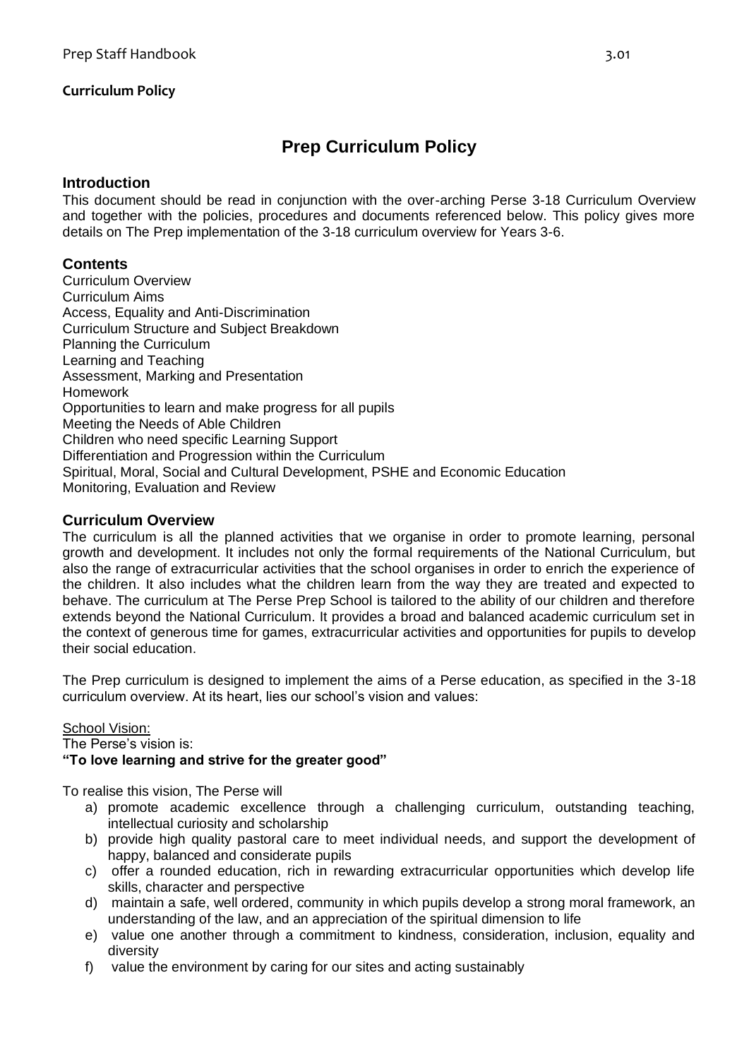**Curriculum Policy**

# Prep Curriculum Policy

## Introduction

This document should be read in conjunction with the over-arching Perse 3-18 Curriculum Overview and together with the policies, procedures and documents referenced below. This policy gives more details on The Prep implementation of the 3-18 curriculum overview for Years 3-6.

## Contents

Curriculum Overview
Curriculum Aims
Access, Equality and Anti-Discrimination
Curriculum Structure and Subject Breakdown
Planning the Curriculum
Learning and Teaching
Assessment, Marking and Presentation
Homework
Opportunities to learn and make progress for all pupils
Meeting the Needs of Able Children
Children who need specific Learning Support
Differentiation and Progression within the Curriculum
Spiritual, Moral, Social and Cultural Development, PSHE and Economic Education
Monitoring, Evaluation and Review

## Curriculum Overview

The curriculum is all the planned activities that we organise in order to promote learning, personal growth and development. It includes not only the formal requirements of the National Curriculum, but also the range of extracurricular activities that the school organises in order to enrich the experience of the children. It also includes what the children learn from the way they are treated and expected to behave. The curriculum at The Perse Prep School is tailored to the ability of our children and therefore extends beyond the National Curriculum. It provides a broad and balanced academic curriculum set in the context of generous time for games, extracurricular activities and opportunities for pupils to develop their social education.

The Prep curriculum is designed to implement the aims of a Perse education, as specified in the 3-18 curriculum overview. At its heart, lies our school's vision and values:

School Vision:
The Perse's vision is:
**"To love learning and strive for the greater good"**

To realise this vision, The Perse will

a) promote academic excellence through a challenging curriculum, outstanding teaching, intellectual curiosity and scholarship
b) provide high quality pastoral care to meet individual needs, and support the development of happy, balanced and considerate pupils
c) offer a rounded education, rich in rewarding extracurricular opportunities which develop life skills, character and perspective
d) maintain a safe, well ordered, community in which pupils develop a strong moral framework, an understanding of the law, and an appreciation of the spiritual dimension to life
e) value one another through a commitment to kindness, consideration, inclusion, equality and diversity
f) value the environment by caring for our sites and acting sustainably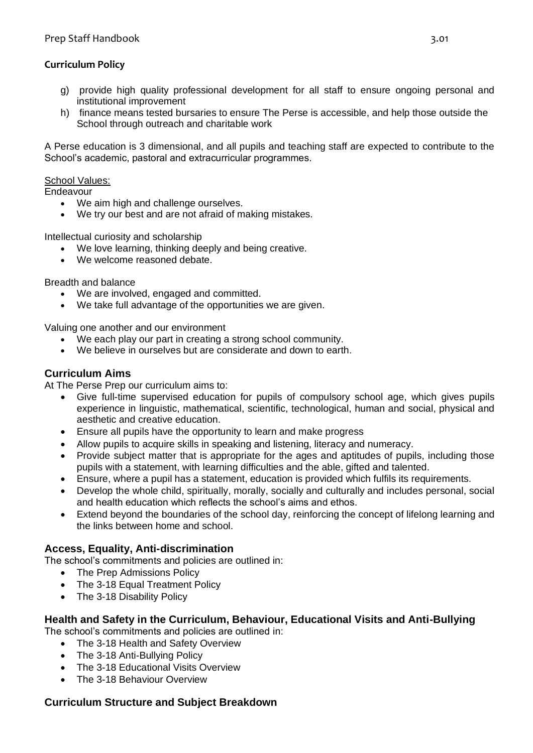**Curriculum Policy**

g) provide high quality professional development for all staff to ensure ongoing personal and institutional improvement
h) finance means tested bursaries to ensure The Perse is accessible, and help those outside the School through outreach and charitable work

A Perse education is 3 dimensional, and all pupils and teaching staff are expected to contribute to the School's academic, pastoral and extracurricular programmes.

School Values:

Endeavour

- We aim high and challenge ourselves.
- We try our best and are not afraid of making mistakes.

Intellectual curiosity and scholarship

- We love learning, thinking deeply and being creative.
- We welcome reasoned debate.

Breadth and balance

- We are involved, engaged and committed.
- We take full advantage of the opportunities we are given.

Valuing one another and our environment

- We each play our part in creating a strong school community.
- We believe in ourselves but are considerate and down to earth.

## Curriculum Aims

At The Perse Prep our curriculum aims to:

- Give full-time supervised education for pupils of compulsory school age, which gives pupils experience in linguistic, mathematical, scientific, technological, human and social, physical and aesthetic and creative education.
- Ensure all pupils have the opportunity to learn and make progress
- Allow pupils to acquire skills in speaking and listening, literacy and numeracy.
- Provide subject matter that is appropriate for the ages and aptitudes of pupils, including those pupils with a statement, with learning difficulties and the able, gifted and talented.
- Ensure, where a pupil has a statement, education is provided which fulfils its requirements.
- Develop the whole child, spiritually, morally, socially and culturally and includes personal, social and health education which reflects the school's aims and ethos.
- Extend beyond the boundaries of the school day, reinforcing the concept of lifelong learning and the links between home and school.

## Access, Equality, Anti-discrimination

The school's commitments and policies are outlined in:

- The Prep Admissions Policy
- The 3-18 Equal Treatment Policy
- The 3-18 Disability Policy

## Health and Safety in the Curriculum, Behaviour, Educational Visits and Anti-Bullying

The school's commitments and policies are outlined in:

- The 3-18 Health and Safety Overview
- The 3-18 Anti-Bullying Policy
- The 3-18 Educational Visits Overview
- The 3-18 Behaviour Overview

## Curriculum Structure and Subject Breakdown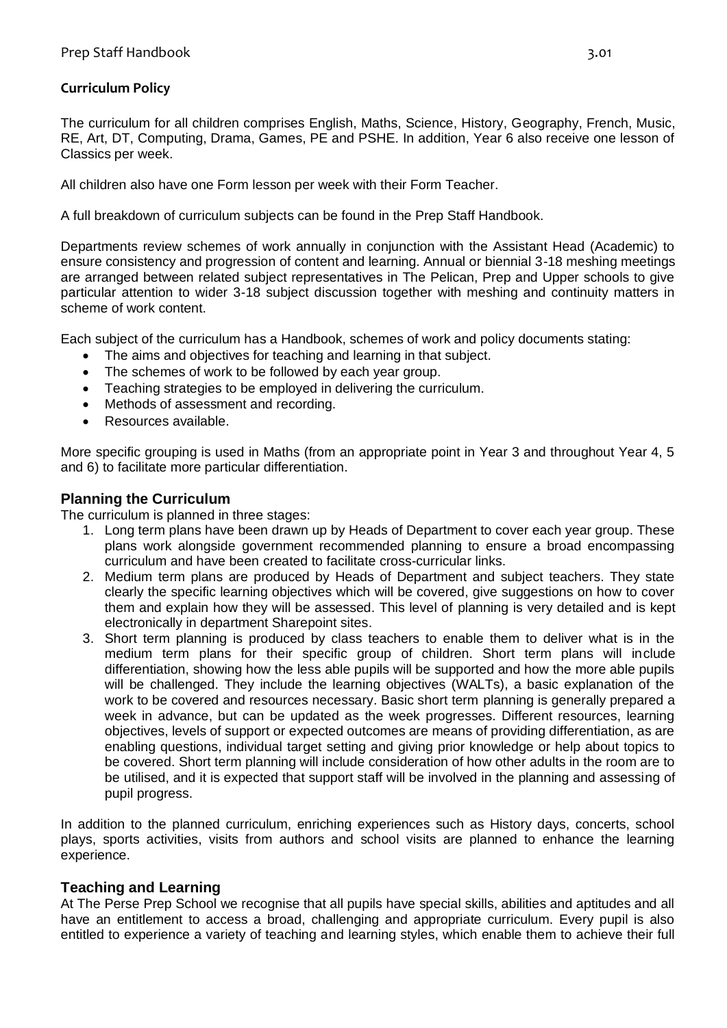**Curriculum Policy**

The curriculum for all children comprises English, Maths, Science, History, Geography, French, Music, RE, Art, DT, Computing, Drama, Games, PE and PSHE. In addition, Year 6 also receive one lesson of Classics per week.

All children also have one Form lesson per week with their Form Teacher.

A full breakdown of curriculum subjects can be found in the Prep Staff Handbook.

Departments review schemes of work annually in conjunction with the Assistant Head (Academic) to ensure consistency and progression of content and learning. Annual or biennial 3-18 meshing meetings are arranged between related subject representatives in The Pelican, Prep and Upper schools to give particular attention to wider 3-18 subject discussion together with meshing and continuity matters in scheme of work content.

Each subject of the curriculum has a Handbook, schemes of work and policy documents stating:

- The aims and objectives for teaching and learning in that subject.
- The schemes of work to be followed by each year group.
- Teaching strategies to be employed in delivering the curriculum.
- Methods of assessment and recording.
- Resources available.

More specific grouping is used in Maths (from an appropriate point in Year 3 and throughout Year 4, 5 and 6) to facilitate more particular differentiation.

## Planning the Curriculum

The curriculum is planned in three stages:

1. Long term plans have been drawn up by Heads of Department to cover each year group. These plans work alongside government recommended planning to ensure a broad encompassing curriculum and have been created to facilitate cross-curricular links.
2. Medium term plans are produced by Heads of Department and subject teachers. They state clearly the specific learning objectives which will be covered, give suggestions on how to cover them and explain how they will be assessed. This level of planning is very detailed and is kept electronically in department Sharepoint sites.
3. Short term planning is produced by class teachers to enable them to deliver what is in the medium term plans for their specific group of children. Short term plans will include differentiation, showing how the less able pupils will be supported and how the more able pupils will be challenged. They include the learning objectives (WALTs), a basic explanation of the work to be covered and resources necessary. Basic short term planning is generally prepared a week in advance, but can be updated as the week progresses. Different resources, learning objectives, levels of support or expected outcomes are means of providing differentiation, as are enabling questions, individual target setting and giving prior knowledge or help about topics to be covered. Short term planning will include consideration of how other adults in the room are to be utilised, and it is expected that support staff will be involved in the planning and assessing of pupil progress.

In addition to the planned curriculum, enriching experiences such as History days, concerts, school plays, sports activities, visits from authors and school visits are planned to enhance the learning experience.

## Teaching and Learning

At The Perse Prep School we recognise that all pupils have special skills, abilities and aptitudes and all have an entitlement to access a broad, challenging and appropriate curriculum. Every pupil is also entitled to experience a variety of teaching and learning styles, which enable them to achieve their full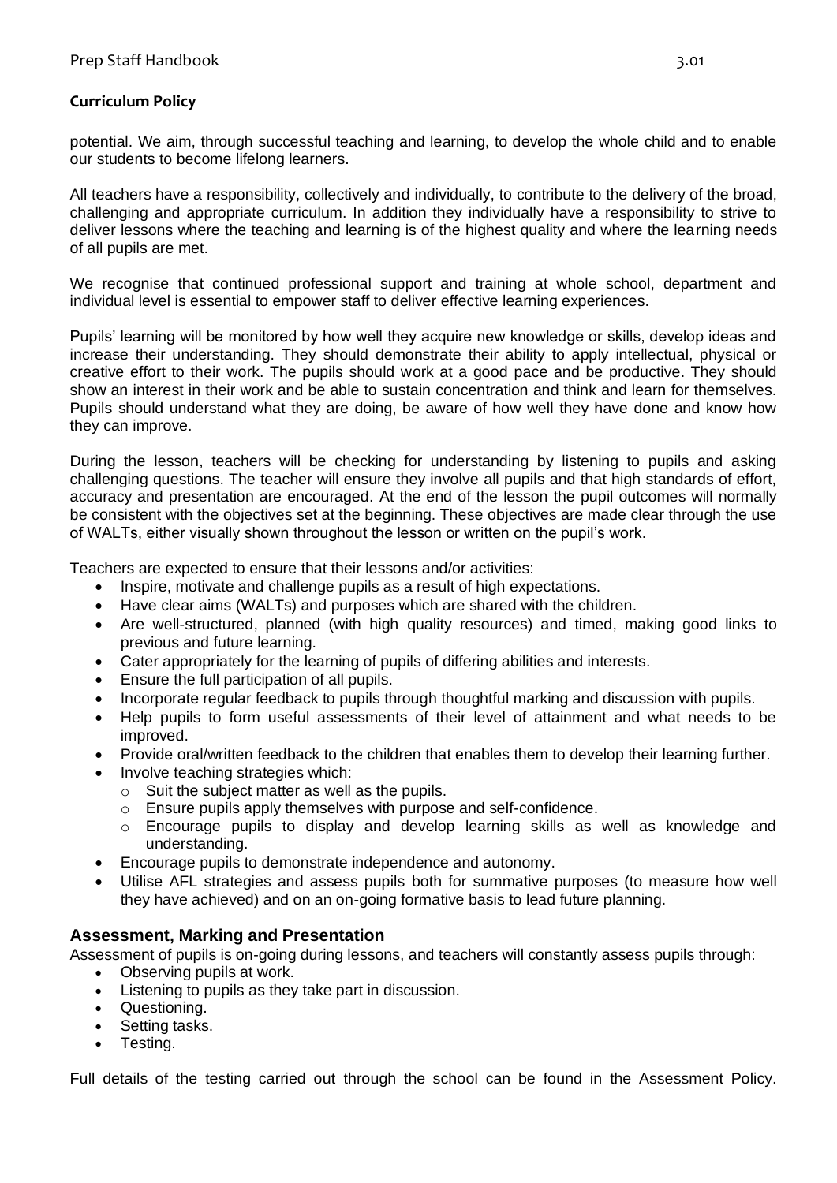**Curriculum Policy**

potential. We aim, through successful teaching and learning, to develop the whole child and to enable our students to become lifelong learners.

All teachers have a responsibility, collectively and individually, to contribute to the delivery of the broad, challenging and appropriate curriculum. In addition they individually have a responsibility to strive to deliver lessons where the teaching and learning is of the highest quality and where the learning needs of all pupils are met.

We recognise that continued professional support and training at whole school, department and individual level is essential to empower staff to deliver effective learning experiences.

Pupils' learning will be monitored by how well they acquire new knowledge or skills, develop ideas and increase their understanding. They should demonstrate their ability to apply intellectual, physical or creative effort to their work. The pupils should work at a good pace and be productive. They should show an interest in their work and be able to sustain concentration and think and learn for themselves. Pupils should understand what they are doing, be aware of how well they have done and know how they can improve.

During the lesson, teachers will be checking for understanding by listening to pupils and asking challenging questions. The teacher will ensure they involve all pupils and that high standards of effort, accuracy and presentation are encouraged. At the end of the lesson the pupil outcomes will normally be consistent with the objectives set at the beginning. These objectives are made clear through the use of WALTs, either visually shown throughout the lesson or written on the pupil's work.

Teachers are expected to ensure that their lessons and/or activities:

- Inspire, motivate and challenge pupils as a result of high expectations.
- Have clear aims (WALTs) and purposes which are shared with the children.
- Are well-structured, planned (with high quality resources) and timed, making good links to previous and future learning.
- Cater appropriately for the learning of pupils of differing abilities and interests.
- Ensure the full participation of all pupils.
- Incorporate regular feedback to pupils through thoughtful marking and discussion with pupils.
- Help pupils to form useful assessments of their level of attainment and what needs to be improved.
- Provide oral/written feedback to the children that enables them to develop their learning further.
- Involve teaching strategies which:
  - Suit the subject matter as well as the pupils.
  - Ensure pupils apply themselves with purpose and self-confidence.
  - Encourage pupils to display and develop learning skills as well as knowledge and understanding.
- Encourage pupils to demonstrate independence and autonomy.
- Utilise AFL strategies and assess pupils both for summative purposes (to measure how well they have achieved) and on an on-going formative basis to lead future planning.

## Assessment, Marking and Presentation

Assessment of pupils is on-going during lessons, and teachers will constantly assess pupils through:

- Observing pupils at work.
- Listening to pupils as they take part in discussion.
- Questioning.
- Setting tasks.
- Testing.

Full details of the testing carried out through the school can be found in the Assessment Policy.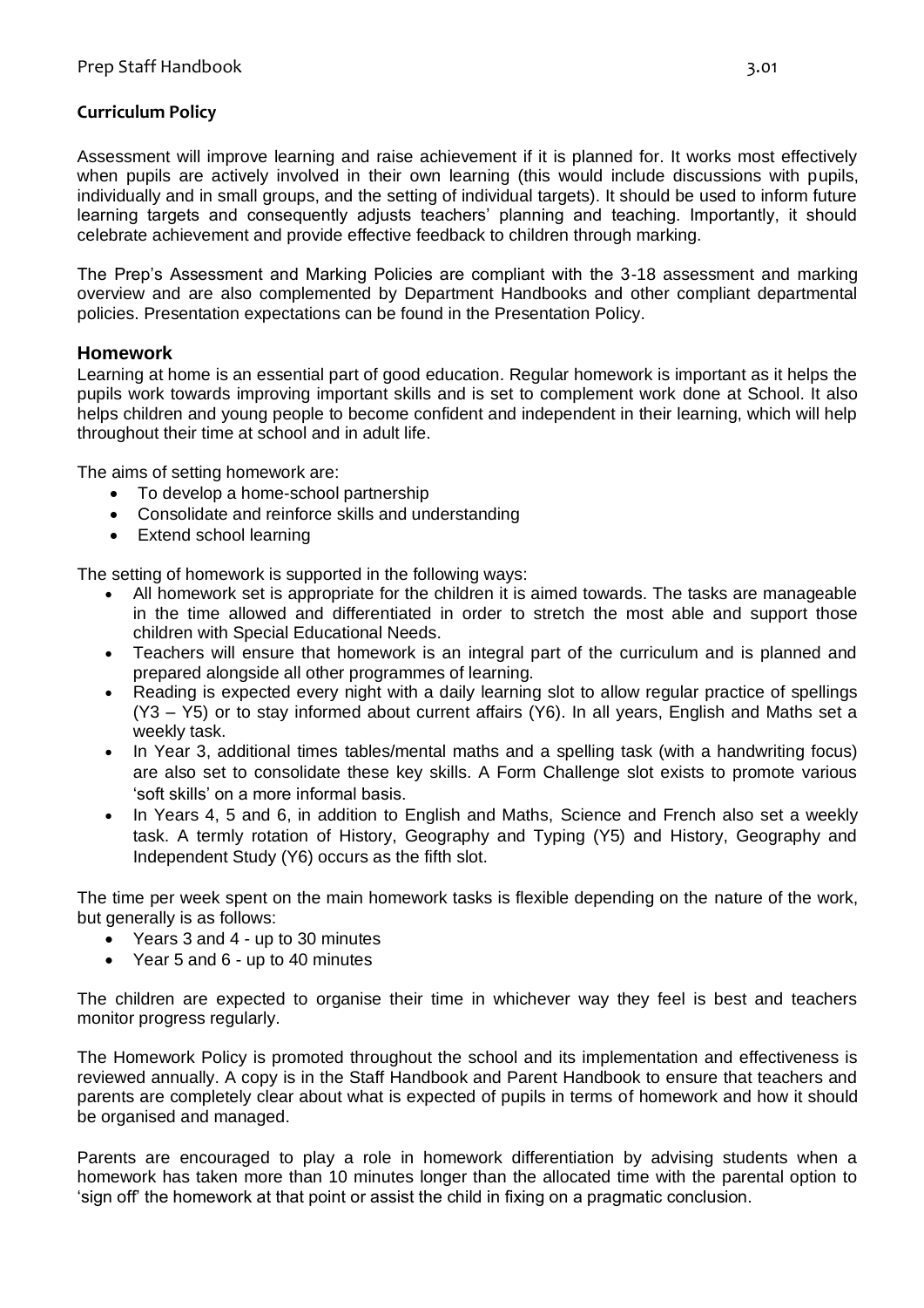**Curriculum Policy**

Assessment will improve learning and raise achievement if it is planned for. It works most effectively when pupils are actively involved in their own learning (this would include discussions with pupils, individually and in small groups, and the setting of individual targets). It should be used to inform future learning targets and consequently adjusts teachers' planning and teaching. Importantly, it should celebrate achievement and provide effective feedback to children through marking.

The Prep's Assessment and Marking Policies are compliant with the 3-18 assessment and marking overview and are also complemented by Department Handbooks and other compliant departmental policies. Presentation expectations can be found in the Presentation Policy.

## Homework

Learning at home is an essential part of good education. Regular homework is important as it helps the pupils work towards improving important skills and is set to complement work done at School. It also helps children and young people to become confident and independent in their learning, which will help throughout their time at school and in adult life.

The aims of setting homework are:

- To develop a home-school partnership
- Consolidate and reinforce skills and understanding
- Extend school learning

The setting of homework is supported in the following ways:

- All homework set is appropriate for the children it is aimed towards. The tasks are manageable in the time allowed and differentiated in order to stretch the most able and support those children with Special Educational Needs.
- Teachers will ensure that homework is an integral part of the curriculum and is planned and prepared alongside all other programmes of learning.
- Reading is expected every night with a daily learning slot to allow regular practice of spellings (Y3 – Y5) or to stay informed about current affairs (Y6). In all years, English and Maths set a weekly task.
- In Year 3, additional times tables/mental maths and a spelling task (with a handwriting focus) are also set to consolidate these key skills. A Form Challenge slot exists to promote various 'soft skills' on a more informal basis.
- In Years 4, 5 and 6, in addition to English and Maths, Science and French also set a weekly task. A termly rotation of History, Geography and Typing (Y5) and History, Geography and Independent Study (Y6) occurs as the fifth slot.

The time per week spent on the main homework tasks is flexible depending on the nature of the work, but generally is as follows:

- Years 3 and 4 - up to 30 minutes
- Year 5 and 6 - up to 40 minutes

The children are expected to organise their time in whichever way they feel is best and teachers monitor progress regularly.

The Homework Policy is promoted throughout the school and its implementation and effectiveness is reviewed annually. A copy is in the Staff Handbook and Parent Handbook to ensure that teachers and parents are completely clear about what is expected of pupils in terms of homework and how it should be organised and managed.

Parents are encouraged to play a role in homework differentiation by advising students when a homework has taken more than 10 minutes longer than the allocated time with the parental option to 'sign off' the homework at that point or assist the child in fixing on a pragmatic conclusion.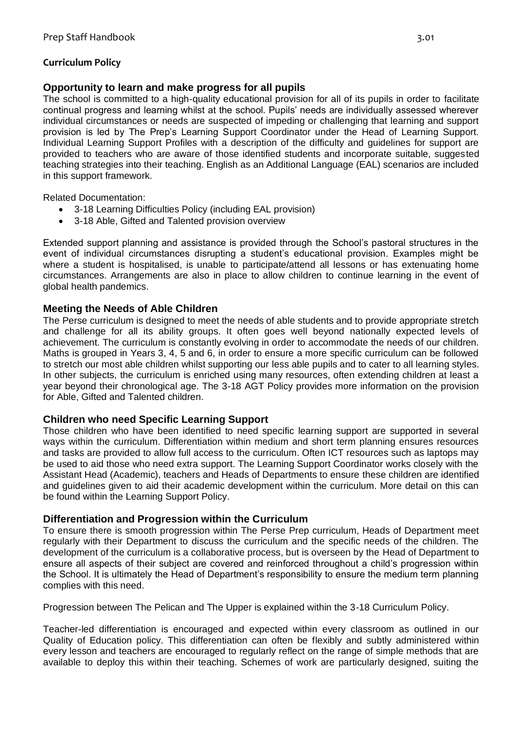**Curriculum Policy**

## Opportunity to learn and make progress for all pupils

The school is committed to a high-quality educational provision for all of its pupils in order to facilitate continual progress and learning whilst at the school. Pupils' needs are individually assessed wherever individual circumstances or needs are suspected of impeding or challenging that learning and support provision is led by The Prep's Learning Support Coordinator under the Head of Learning Support. Individual Learning Support Profiles with a description of the difficulty and guidelines for support are provided to teachers who are aware of those identified students and incorporate suitable, suggested teaching strategies into their teaching. English as an Additional Language (EAL) scenarios are included in this support framework.

Related Documentation:

- 3-18 Learning Difficulties Policy (including EAL provision)
- 3-18 Able, Gifted and Talented provision overview

Extended support planning and assistance is provided through the School's pastoral structures in the event of individual circumstances disrupting a student's educational provision. Examples might be where a student is hospitalised, is unable to participate/attend all lessons or has extenuating home circumstances. Arrangements are also in place to allow children to continue learning in the event of global health pandemics.

## Meeting the Needs of Able Children

The Perse curriculum is designed to meet the needs of able students and to provide appropriate stretch and challenge for all its ability groups. It often goes well beyond nationally expected levels of achievement. The curriculum is constantly evolving in order to accommodate the needs of our children. Maths is grouped in Years 3, 4, 5 and 6, in order to ensure a more specific curriculum can be followed to stretch our most able children whilst supporting our less able pupils and to cater to all learning styles. In other subjects, the curriculum is enriched using many resources, often extending children at least a year beyond their chronological age. The 3-18 AGT Policy provides more information on the provision for Able, Gifted and Talented children.

## Children who need Specific Learning Support

Those children who have been identified to need specific learning support are supported in several ways within the curriculum. Differentiation within medium and short term planning ensures resources and tasks are provided to allow full access to the curriculum. Often ICT resources such as laptops may be used to aid those who need extra support. The Learning Support Coordinator works closely with the Assistant Head (Academic), teachers and Heads of Departments to ensure these children are identified and guidelines given to aid their academic development within the curriculum. More detail on this can be found within the Learning Support Policy.

## Differentiation and Progression within the Curriculum

To ensure there is smooth progression within The Perse Prep curriculum, Heads of Department meet regularly with their Department to discuss the curriculum and the specific needs of the children. The development of the curriculum is a collaborative process, but is overseen by the Head of Department to ensure all aspects of their subject are covered and reinforced throughout a child's progression within the School. It is ultimately the Head of Department's responsibility to ensure the medium term planning complies with this need.

Progression between The Pelican and The Upper is explained within the 3-18 Curriculum Policy.

Teacher-led differentiation is encouraged and expected within every classroom as outlined in our Quality of Education policy. This differentiation can often be flexibly and subtly administered within every lesson and teachers are encouraged to regularly reflect on the range of simple methods that are available to deploy this within their teaching. Schemes of work are particularly designed, suiting the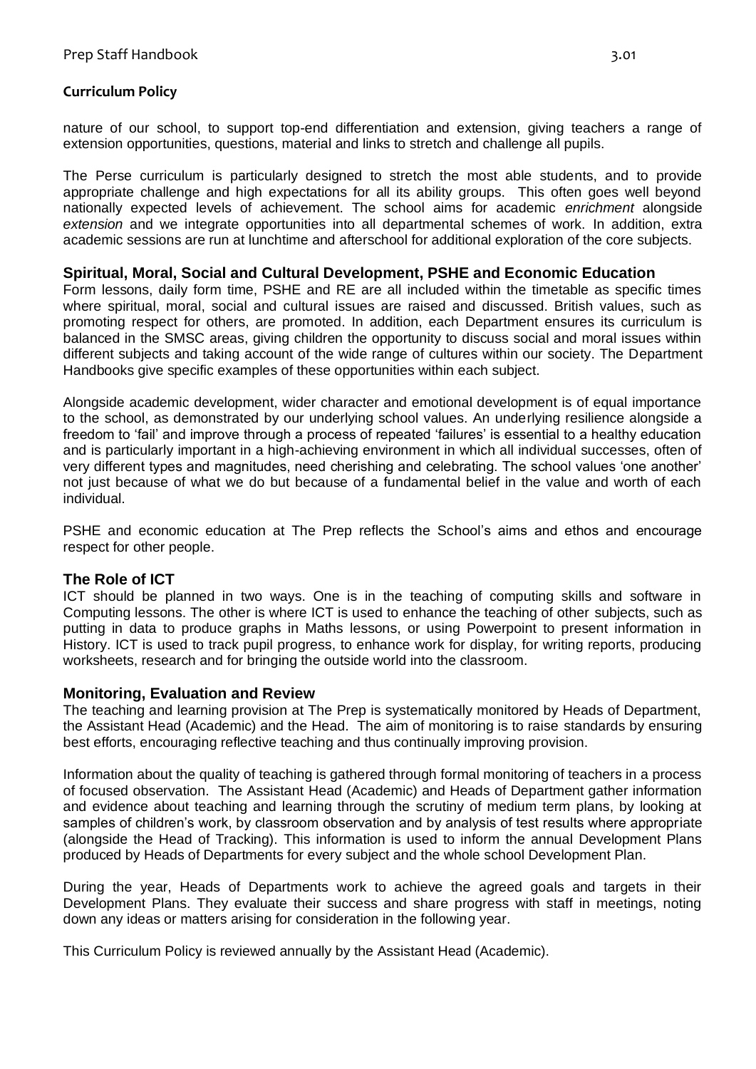nature of our school, to support top-end differentiation and extension, giving teachers a range of extension opportunities, questions, material and links to stretch and challenge all pupils.

The Perse curriculum is particularly designed to stretch the most able students, and to provide appropriate challenge and high expectations for all its ability groups. This often goes well beyond nationally expected levels of achievement. The school aims for academic *enrichment* alongside *extension* and we integrate opportunities into all departmental schemes of work. In addition, extra academic sessions are run at lunchtime and afterschool for additional exploration of the core subjects.

## Spiritual, Moral, Social and Cultural Development, PSHE and Economic Education

Form lessons, daily form time, PSHE and RE are all included within the timetable as specific times where spiritual, moral, social and cultural issues are raised and discussed. British values, such as promoting respect for others, are promoted. In addition, each Department ensures its curriculum is balanced in the SMSC areas, giving children the opportunity to discuss social and moral issues within different subjects and taking account of the wide range of cultures within our society. The Department Handbooks give specific examples of these opportunities within each subject.

Alongside academic development, wider character and emotional development is of equal importance to the school, as demonstrated by our underlying school values. An underlying resilience alongside a freedom to 'fail' and improve through a process of repeated 'failures' is essential to a healthy education and is particularly important in a high-achieving environment in which all individual successes, often of very different types and magnitudes, need cherishing and celebrating. The school values 'one another' not just because of what we do but because of a fundamental belief in the value and worth of each individual.

PSHE and economic education at The Prep reflects the School's aims and ethos and encourage respect for other people.

## The Role of ICT

ICT should be planned in two ways. One is in the teaching of computing skills and software in Computing lessons. The other is where ICT is used to enhance the teaching of other subjects, such as putting in data to produce graphs in Maths lessons, or using Powerpoint to present information in History. ICT is used to track pupil progress, to enhance work for display, for writing reports, producing worksheets, research and for bringing the outside world into the classroom.

## Monitoring, Evaluation and Review

The teaching and learning provision at The Prep is systematically monitored by Heads of Department, the Assistant Head (Academic) and the Head. The aim of monitoring is to raise standards by ensuring best efforts, encouraging reflective teaching and thus continually improving provision.

Information about the quality of teaching is gathered through formal monitoring of teachers in a process of focused observation. The Assistant Head (Academic) and Heads of Department gather information and evidence about teaching and learning through the scrutiny of medium term plans, by looking at samples of children's work, by classroom observation and by analysis of test results where appropriate (alongside the Head of Tracking). This information is used to inform the annual Development Plans produced by Heads of Departments for every subject and the whole school Development Plan.

During the year, Heads of Departments work to achieve the agreed goals and targets in their Development Plans. They evaluate their success and share progress with staff in meetings, noting down any ideas or matters arising for consideration in the following year.

This Curriculum Policy is reviewed annually by the Assistant Head (Academic).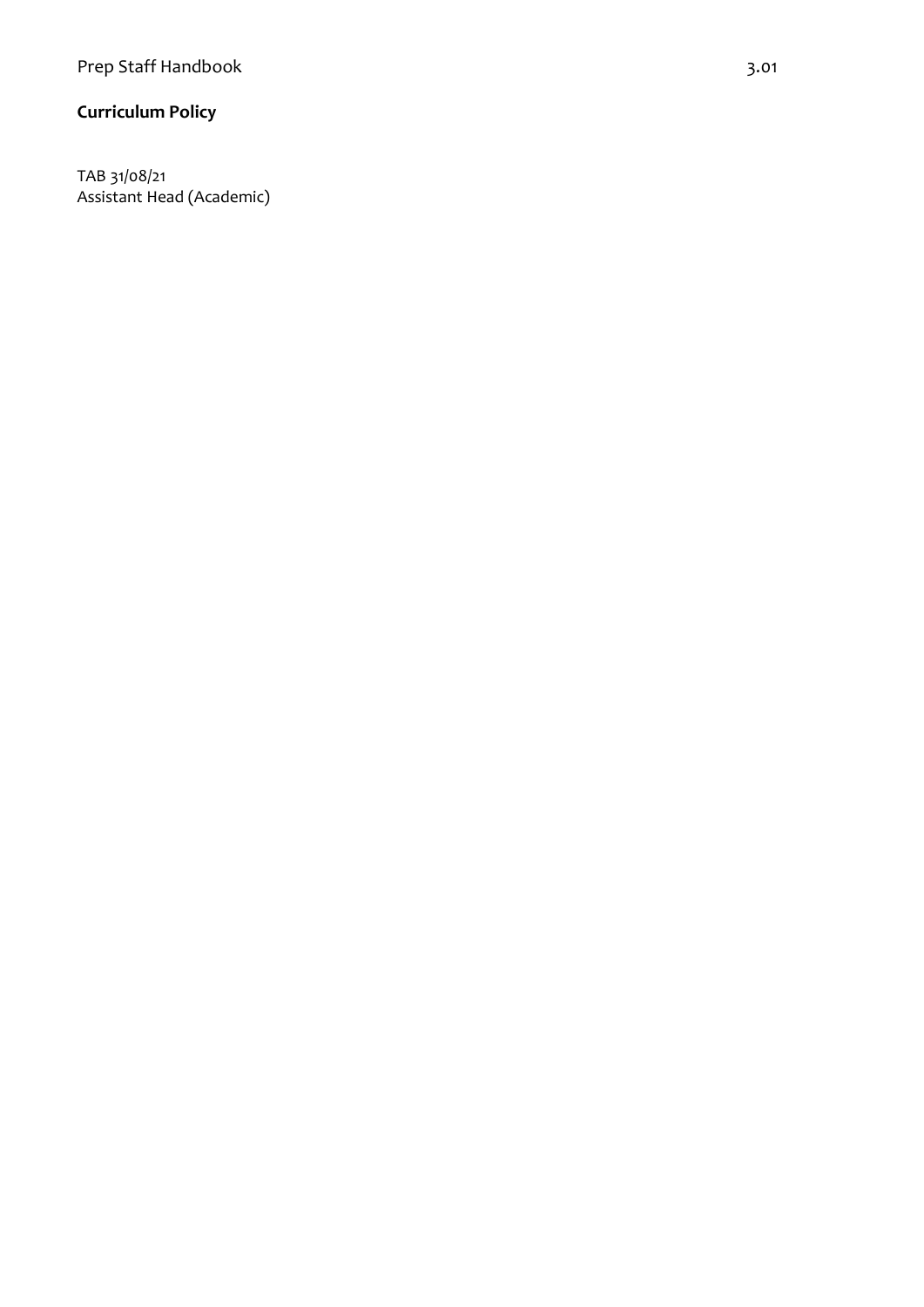**Curriculum Policy**

TAB 31/08/21
Assistant Head (Academic)